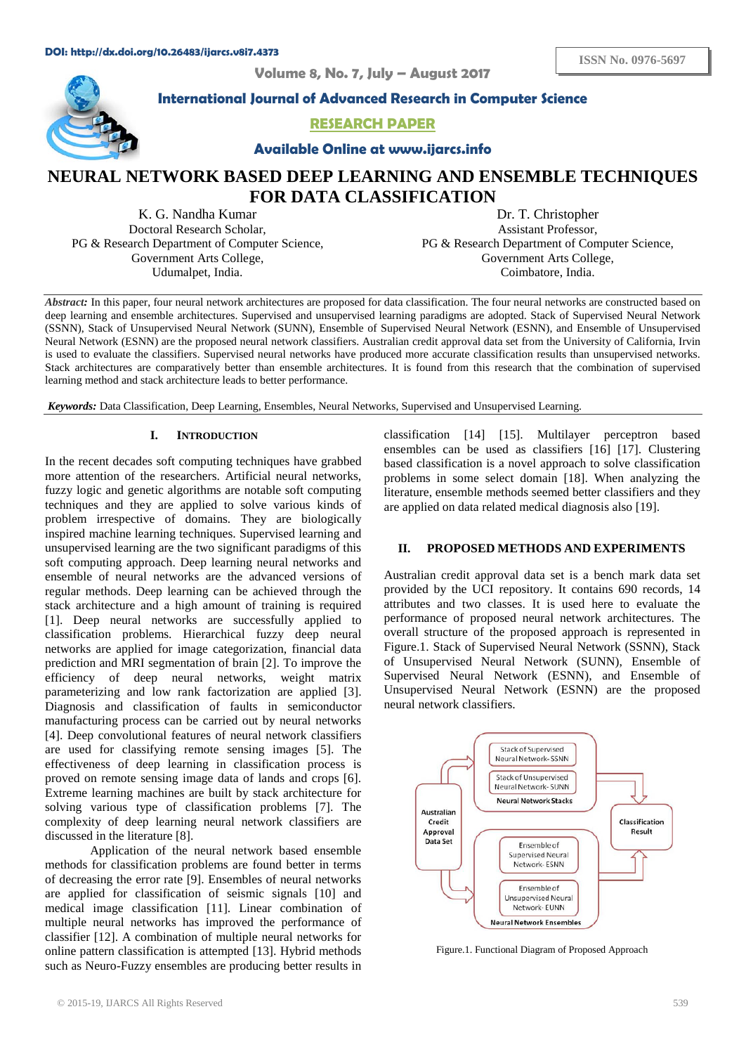DOI: http://dx.doi.org/10.26483/ijarcs.v8i7.4373

ISSN No. 0976-5697

Volume 8, No. 7, July – August 2017

International Journal of Advanced Research in Computer Science

RESEARCH PAPER

Available Online at www.ijarcs.info

# NEURAL NETWORK BASED DEEP LEARNING AND ENSEMBLE TECHNIQUES FOR DATA CLASSIFICATION

K. G. Nandha Kumar
Doctoral Research Scholar,
PG & Research Department of Computer Science,
Government Arts College,
Udumalpet, India.

Dr. T. Christopher
Assistant Professor,
PG & Research Department of Computer Science,
Government Arts College,
Coimbatore, India.

***Abstract:*** In this paper, four neural network architectures are proposed for data classification. The four neural networks are constructed based on deep learning and ensemble architectures. Supervised and unsupervised learning paradigms are adopted. Stack of Supervised Neural Network (SSNN), Stack of Unsupervised Neural Network (SUNN), Ensemble of Supervised Neural Network (ESNN), and Ensemble of Unsupervised Neural Network (ESNN) are the proposed neural network classifiers. Australian credit approval data set from the University of California, Irvin is used to evaluate the classifiers. Supervised neural networks have produced more accurate classification results than unsupervised networks. Stack architectures are comparatively better than ensemble architectures. It is found from this research that the combination of supervised learning method and stack architecture leads to better performance.

***Keywords:*** Data Classification, Deep Learning, Ensembles, Neural Networks, Supervised and Unsupervised Learning.

## I. INTRODUCTION

In the recent decades soft computing techniques have grabbed more attention of the researchers. Artificial neural networks, fuzzy logic and genetic algorithms are notable soft computing techniques and they are applied to solve various kinds of problem irrespective of domains. They are biologically inspired machine learning techniques. Supervised learning and unsupervised learning are the two significant paradigms of this soft computing approach. Deep learning neural networks and ensemble of neural networks are the advanced versions of regular methods. Deep learning can be achieved through the stack architecture and a high amount of training is required [1]. Deep neural networks are successfully applied to classification problems. Hierarchical fuzzy deep neural networks are applied for image categorization, financial data prediction and MRI segmentation of brain [2]. To improve the efficiency of deep neural networks, weight matrix parameterizing and low rank factorization are applied [3]. Diagnosis and classification of faults in semiconductor manufacturing process can be carried out by neural networks [4]. Deep convolutional features of neural network classifiers are used for classifying remote sensing images [5]. The effectiveness of deep learning in classification process is proved on remote sensing image data of lands and crops [6]. Extreme learning machines are built by stack architecture for solving various type of classification problems [7]. The complexity of deep learning neural network classifiers are discussed in the literature [8].

Application of the neural network based ensemble methods for classification problems are found better in terms of decreasing the error rate [9]. Ensembles of neural networks are applied for classification of seismic signals [10] and medical image classification [11]. Linear combination of multiple neural networks has improved the performance of classifier [12]. A combination of multiple neural networks for online pattern classification is attempted [13]. Hybrid methods such as Neuro-Fuzzy ensembles are producing better results in classification [14] [15]. Multilayer perceptron based ensembles can be used as classifiers [16] [17]. Clustering based classification is a novel approach to solve classification problems in some select domain [18]. When analyzing the literature, ensemble methods seemed better classifiers and they are applied on data related medical diagnosis also [19].

## II. PROPOSED METHODS AND EXPERIMENTS

Australian credit approval data set is a bench mark data set provided by the UCI repository. It contains 690 records, 14 attributes and two classes. It is used here to evaluate the performance of proposed neural network architectures. The overall structure of the proposed approach is represented in Figure.1. Stack of Supervised Neural Network (SSNN), Stack of Unsupervised Neural Network (SUNN), Ensemble of Supervised Neural Network (ESNN), and Ensemble of Unsupervised Neural Network (ESNN) are the proposed neural network classifiers.

Australian Credit Approval Data Set → Neural Network Stacks (Stack of Supervised Neural Network- SSNN; Stack of Unsupervised Neural Network- SUNN) / Neural Network Ensembles (Ensemble of Supervised Neural Network- ESNN; Ensemble of Unsupervised Neural Network- EUNN) → Classification Result

Figure.1. Functional Diagram of Proposed Approach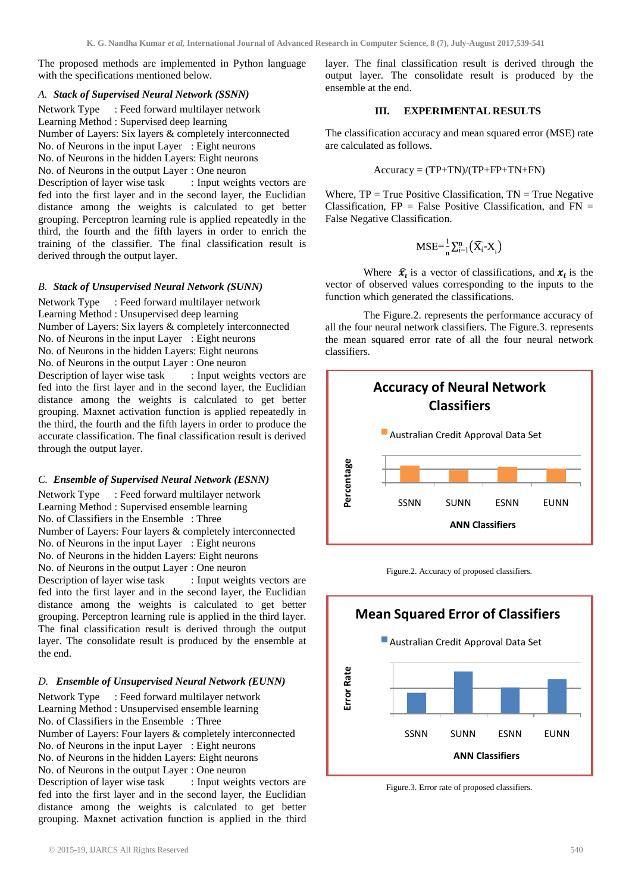The proposed methods are implemented in Python language with the specifications mentioned below.

### A. *Stack of Supervised Neural Network (SSNN)*

Network Type : Feed forward multilayer network
Learning Method : Supervised deep learning
Number of Layers: Six layers & completely interconnected
No. of Neurons in the input Layer : Eight neurons
No. of Neurons in the hidden Layers: Eight neurons
No. of Neurons in the output Layer : One neuron
Description of layer wise task : Input weights vectors are fed into the first layer and in the second layer, the Euclidian distance among the weights is calculated to get better grouping. Perceptron learning rule is applied repeatedly in the third, the fourth and the fifth layers in order to enrich the training of the classifier. The final classification result is derived through the output layer.

### B. *Stack of Unsupervised Neural Network (SUNN)*

Network Type : Feed forward multilayer network
Learning Method : Unsupervised deep learning
Number of Layers: Six layers & completely interconnected
No. of Neurons in the input Layer : Eight neurons
No. of Neurons in the hidden Layers: Eight neurons
No. of Neurons in the output Layer : One neuron
Description of layer wise task : Input weights vectors are fed into the first layer and in the second layer, the Euclidian distance among the weights is calculated to get better grouping. Maxnet activation function is applied repeatedly in the third, the fourth and the fifth layers in order to produce the accurate classification. The final classification result is derived through the output layer.

### C. *Ensemble of Supervised Neural Network (ESNN)*

Network Type : Feed forward multilayer network
Learning Method : Supervised ensemble learning
No. of Classifiers in the Ensemble : Three
Number of Layers: Four layers & completely interconnected
No. of Neurons in the input Layer : Eight neurons
No. of Neurons in the hidden Layers: Eight neurons
No. of Neurons in the output Layer : One neuron
Description of layer wise task : Input weights vectors are fed into the first layer and in the second layer, the Euclidian distance among the weights is calculated to get better grouping. Perceptron learning rule is applied in the third layer. The final classification result is derived through the output layer. The consolidate result is produced by the ensemble at the end.

### D. *Ensemble of Unsupervised Neural Network (EUNN)*

Network Type : Feed forward multilayer network
Learning Method : Unsupervised ensemble learning
No. of Classifiers in the Ensemble : Three
Number of Layers: Four layers & completely interconnected
No. of Neurons in the input Layer : Eight neurons
No. of Neurons in the hidden Layers: Eight neurons
No. of Neurons in the output Layer : One neuron
Description of layer wise task : Input weights vectors are fed into the first layer and in the second layer, the Euclidian distance among the weights is calculated to get better grouping. Maxnet activation function is applied in the third layer. The final classification result is derived through the output layer. The consolidate result is produced by the ensemble at the end.

## III. EXPERIMENTAL RESULTS

The classification accuracy and mean squared error (MSE) rate are calculated as follows.

$$\text{Accuracy} = (TP+TN)/(TP+FP+TN+FN)$$

Where, TP = True Positive Classification, TN = True Negative Classification, FP = False Positive Classification, and FN = False Negative Classification.

$$\text{MSE}=\frac{1}{n}\sum_{i=1}^{n}\left(\widehat{X_i}-X_i\right)$$

Where $\hat{x}_i$ is a vector of classifications, and $x_i$ is the vector of observed values corresponding to the inputs to the function which generated the classifications.

The Figure.2. represents the performance accuracy of all the four neural network classifiers. The Figure.3. represents the mean squared error rate of all the four neural network classifiers.

Figure.2. Accuracy of proposed classifiers.

Figure.3. Error rate of proposed classifiers.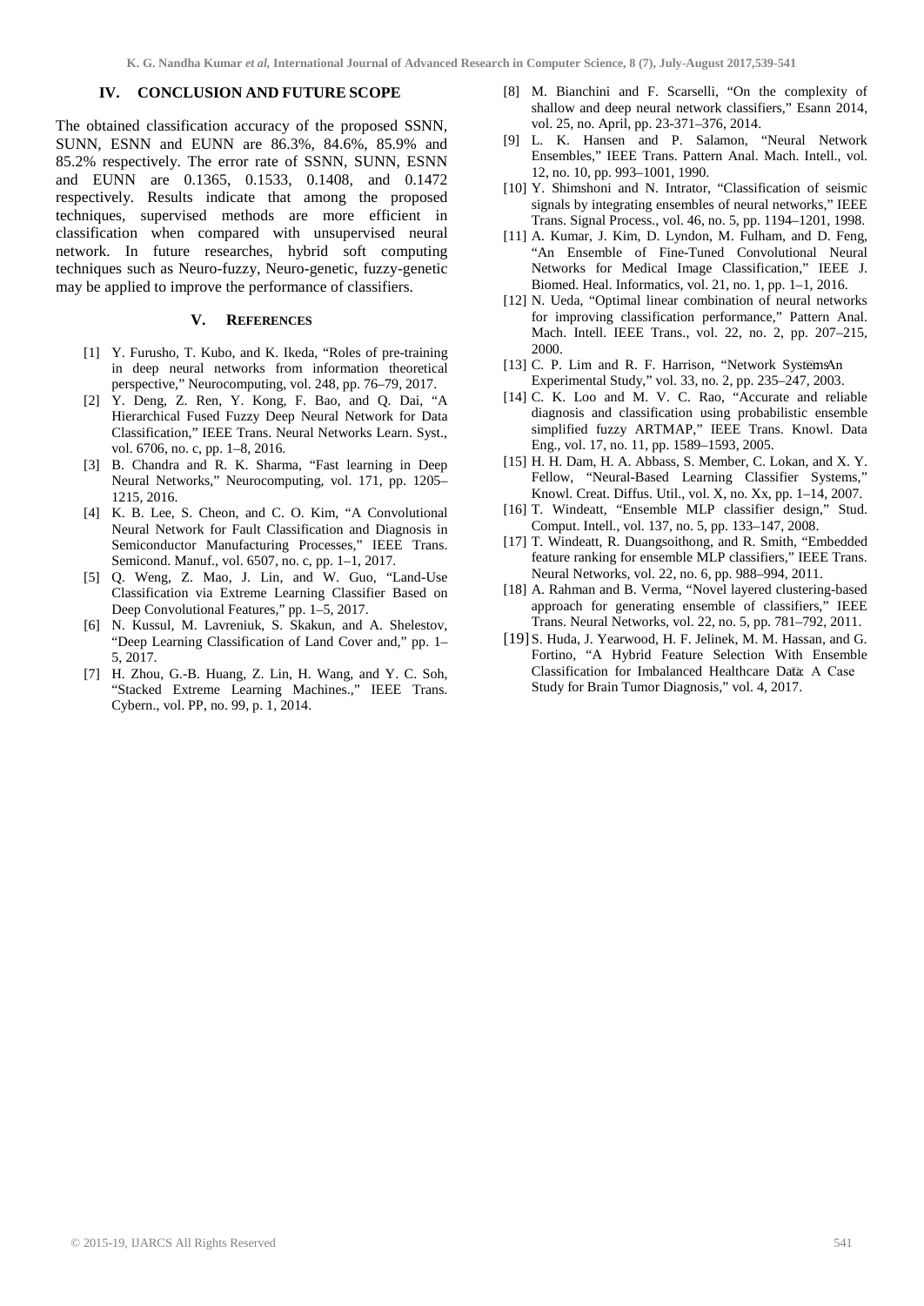## IV. CONCLUSION AND FUTURE SCOPE

The obtained classification accuracy of the proposed SSNN, SUNN, ESNN and EUNN are 86.3%, 84.6%, 85.9% and 85.2% respectively. The error rate of SSNN, SUNN, ESNN and EUNN are 0.1365, 0.1533, 0.1408, and 0.1472 respectively. Results indicate that among the proposed techniques, supervised methods are more efficient in classification when compared with unsupervised neural network. In future researches, hybrid soft computing techniques such as Neuro-fuzzy, Neuro-genetic, fuzzy-genetic may be applied to improve the performance of classifiers.

## V. REFERENCES

[1] Y. Furusho, T. Kubo, and K. Ikeda, "Roles of pre-training in deep neural networks from information theoretical perspective," Neurocomputing, vol. 248, pp. 76–79, 2017.

[2] Y. Deng, Z. Ren, Y. Kong, F. Bao, and Q. Dai, "A Hierarchical Fused Fuzzy Deep Neural Network for Data Classification," IEEE Trans. Neural Networks Learn. Syst., vol. 6706, no. c, pp. 1–8, 2016.

[3] B. Chandra and R. K. Sharma, "Fast learning in Deep Neural Networks," Neurocomputing, vol. 171, pp. 1205–1215, 2016.

[4] K. B. Lee, S. Cheon, and C. O. Kim, "A Convolutional Neural Network for Fault Classification and Diagnosis in Semiconductor Manufacturing Processes," IEEE Trans. Semicond. Manuf., vol. 6507, no. c, pp. 1–1, 2017.

[5] Q. Weng, Z. Mao, J. Lin, and W. Guo, "Land-Use Classification via Extreme Learning Classifier Based on Deep Convolutional Features," pp. 1–5, 2017.

[6] N. Kussul, M. Lavreniuk, S. Skakun, and A. Shelestov, "Deep Learning Classification of Land Cover and," pp. 1–5, 2017.

[7] H. Zhou, G.-B. Huang, Z. Lin, H. Wang, and Y. C. Soh, "Stacked Extreme Learning Machines.," IEEE Trans. Cybern., vol. PP, no. 99, p. 1, 2014.

[8] M. Bianchini and F. Scarselli, "On the complexity of shallow and deep neural network classifiers," Esann 2014, vol. 25, no. April, pp. 23-371–376, 2014.

[9] L. K. Hansen and P. Salamon, "Neural Network Ensembles," IEEE Trans. Pattern Anal. Mach. Intell., vol. 12, no. 10, pp. 993–1001, 1990.

[10] Y. Shimshoni and N. Intrator, "Classification of seismic signals by integrating ensembles of neural networks," IEEE Trans. Signal Process., vol. 46, no. 5, pp. 1194–1201, 1998.

[11] A. Kumar, J. Kim, D. Lyndon, M. Fulham, and D. Feng, "An Ensemble of Fine-Tuned Convolutional Neural Networks for Medical Image Classification," IEEE J. Biomed. Heal. Informatics, vol. 21, no. 1, pp. 1–1, 2016.

[12] N. Ueda, "Optimal linear combination of neural networks for improving classification performance," Pattern Anal. Mach. Intell. IEEE Trans., vol. 22, no. 2, pp. 207–215, 2000.

[13] C. P. Lim and R. F. Harrison, "Network Systems An Experimental Study," vol. 33, no. 2, pp. 235–247, 2003.

[14] C. K. Loo and M. V. C. Rao, "Accurate and reliable diagnosis and classification using probabilistic ensemble simplified fuzzy ARTMAP," IEEE Trans. Knowl. Data Eng., vol. 17, no. 11, pp. 1589–1593, 2005.

[15] H. H. Dam, H. A. Abbass, S. Member, C. Lokan, and X. Y. Fellow, "Neural-Based Learning Classifier Systems," Knowl. Creat. Diffus. Util., vol. X, no. Xx, pp. 1–14, 2007.

[16] T. Windeatt, "Ensemble MLP classifier design," Stud. Comput. Intell., vol. 137, no. 5, pp. 133–147, 2008.

[17] T. Windeatt, R. Duangsoithong, and R. Smith, "Embedded feature ranking for ensemble MLP classifiers," IEEE Trans. Neural Networks, vol. 22, no. 6, pp. 988–994, 2011.

[18] A. Rahman and B. Verma, "Novel layered clustering-based approach for generating ensemble of classifiers," IEEE Trans. Neural Networks, vol. 22, no. 5, pp. 781–792, 2011.

[19] S. Huda, J. Yearwood, H. F. Jelinek, M. M. Hassan, and G. Fortino, "A Hybrid Feature Selection With Ensemble Classification for Imbalanced Healthcare Data: A Case Study for Brain Tumor Diagnosis," vol. 4, 2017.